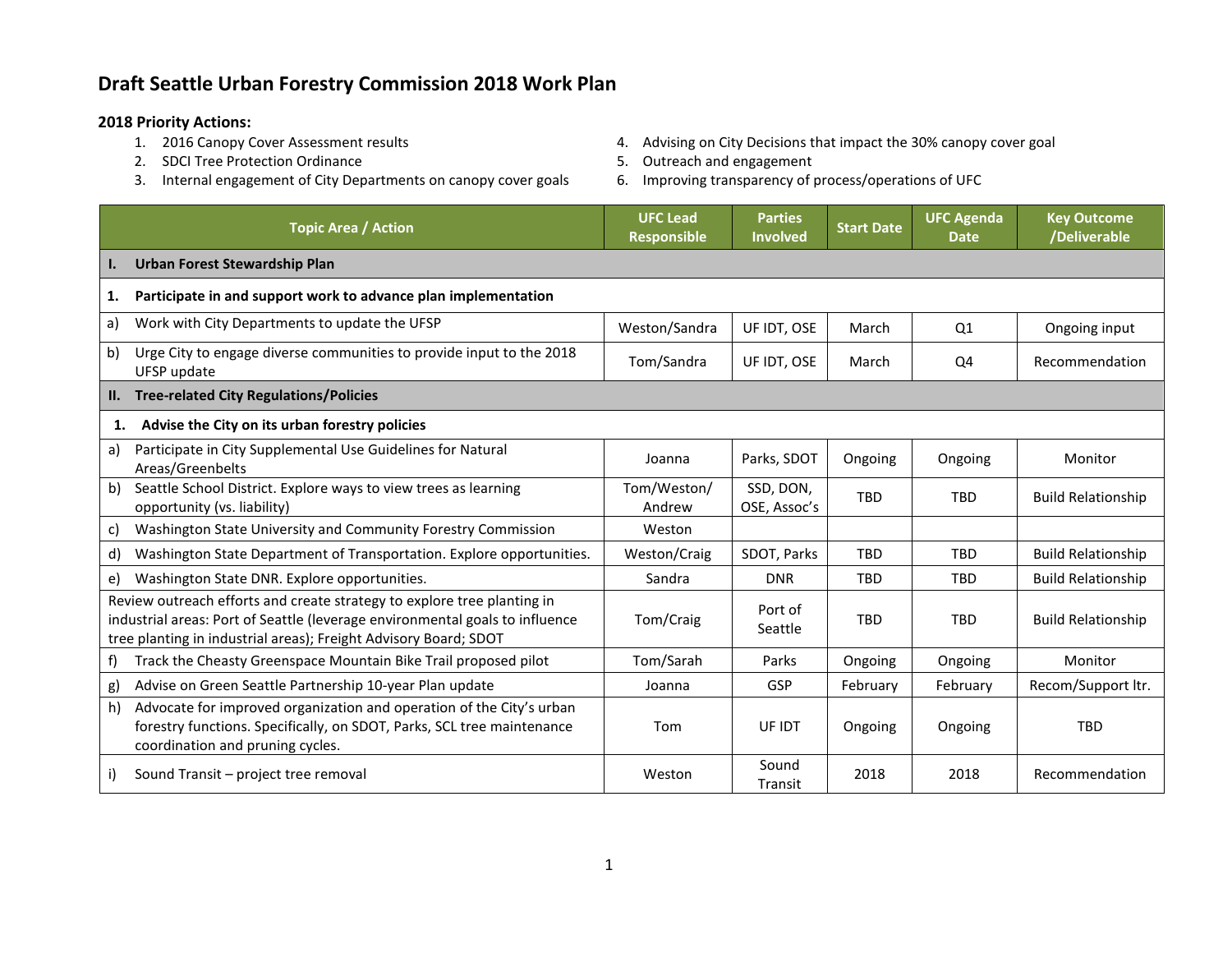# Draft Seattle Urban Forestry Commission 2018 Work Plan

**2018 Priority Actions:**

1. 2016 Canopy Cover Assessment results
2. SDCI Tree Protection Ordinance
3. Internal engagement of City Departments on canopy cover goals
4. Advising on City Decisions that impact the 30% canopy cover goal
5. Outreach and engagement
6. Improving transparency of process/operations of UFC

| Topic Area / Action | UFC Lead Responsible | Parties Involved | Start Date | UFC Agenda Date | Key Outcome /Deliverable |
|---|---|---|---|---|---|
| **I. Urban Forest Stewardship Plan** | | | | | |
| **1. Participate in and support work to advance plan implementation** | | | | | |
| a) Work with City Departments to update the UFSP | Weston/Sandra | UF IDT, OSE | March | Q1 | Ongoing input |
| b) Urge City to engage diverse communities to provide input to the 2018 UFSP update | Tom/Sandra | UF IDT, OSE | March | Q4 | Recommendation |
| **II. Tree-related City Regulations/Policies** | | | | | |
| **1. Advise the City on its urban forestry policies** | | | | | |
| a) Participate in City Supplemental Use Guidelines for Natural Areas/Greenbelts | Joanna | Parks, SDOT | Ongoing | Ongoing | Monitor |
| b) Seattle School District. Explore ways to view trees as learning opportunity (vs. liability) | Tom/Weston/ Andrew | SSD, DON, OSE, Assoc's | TBD | TBD | Build Relationship |
| c) Washington State University and Community Forestry Commission | Weston | | | | |
| d) Washington State Department of Transportation. Explore opportunities. | Weston/Craig | SDOT, Parks | TBD | TBD | Build Relationship |
| e) Washington State DNR. Explore opportunities. | Sandra | DNR | TBD | TBD | Build Relationship |
| Review outreach efforts and create strategy to explore tree planting in industrial areas: Port of Seattle (leverage environmental goals to influence tree planting in industrial areas); Freight Advisory Board; SDOT | Tom/Craig | Port of Seattle | TBD | TBD | Build Relationship |
| f) Track the Cheasty Greenspace Mountain Bike Trail proposed pilot | Tom/Sarah | Parks | Ongoing | Ongoing | Monitor |
| g) Advise on Green Seattle Partnership 10-year Plan update | Joanna | GSP | February | February | Recom/Support ltr. |
| h) Advocate for improved organization and operation of the City's urban forestry functions. Specifically, on SDOT, Parks, SCL tree maintenance coordination and pruning cycles. | Tom | UF IDT | Ongoing | Ongoing | TBD |
| i) Sound Transit – project tree removal | Weston | Sound Transit | 2018 | 2018 | Recommendation |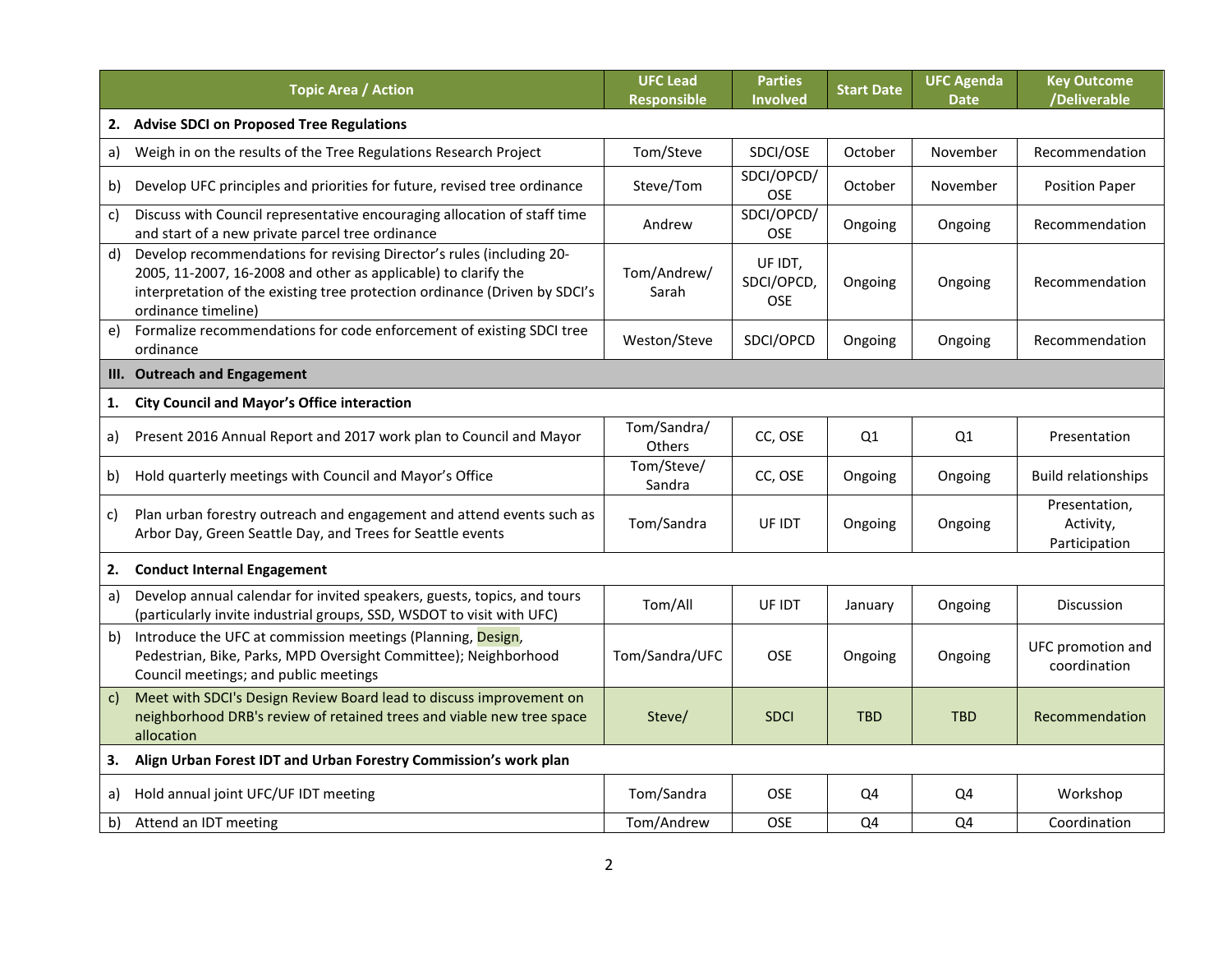| Topic Area / Action | UFC Lead Responsible | Parties Involved | Start Date | UFC Agenda Date | Key Outcome /Deliverable |
|---|---|---|---|---|---|
| **2. Advise SDCI on Proposed Tree Regulations** | | | | | |
| a) Weigh in on the results of the Tree Regulations Research Project | Tom/Steve | SDCI/OSE | October | November | Recommendation |
| b) Develop UFC principles and priorities for future, revised tree ordinance | Steve/Tom | SDCI/OPCD/ OSE | October | November | Position Paper |
| c) Discuss with Council representative encouraging allocation of staff time and start of a new private parcel tree ordinance | Andrew | SDCI/OPCD/ OSE | Ongoing | Ongoing | Recommendation |
| d) Develop recommendations for revising Director's rules (including 20-2005, 11-2007, 16-2008 and other as applicable) to clarify the interpretation of the existing tree protection ordinance (Driven by SDCI's ordinance timeline) | Tom/Andrew/ Sarah | UF IDT, SDCI/OPCD, OSE | Ongoing | Ongoing | Recommendation |
| e) Formalize recommendations for code enforcement of existing SDCI tree ordinance | Weston/Steve | SDCI/OPCD | Ongoing | Ongoing | Recommendation |
| **III. Outreach and Engagement** | | | | | |
| **1. City Council and Mayor's Office interaction** | | | | | |
| a) Present 2016 Annual Report and 2017 work plan to Council and Mayor | Tom/Sandra/ Others | CC, OSE | Q1 | Q1 | Presentation |
| b) Hold quarterly meetings with Council and Mayor's Office | Tom/Steve/ Sandra | CC, OSE | Ongoing | Ongoing | Build relationships |
| c) Plan urban forestry outreach and engagement and attend events such as Arbor Day, Green Seattle Day, and Trees for Seattle events | Tom/Sandra | UF IDT | Ongoing | Ongoing | Presentation, Activity, Participation |
| **2. Conduct Internal Engagement** | | | | | |
| a) Develop annual calendar for invited speakers, guests, topics, and tours (particularly invite industrial groups, SSD, WSDOT to visit with UFC) | Tom/All | UF IDT | January | Ongoing | Discussion |
| b) Introduce the UFC at commission meetings (Planning, Design, Pedestrian, Bike, Parks, MPD Oversight Committee); Neighborhood Council meetings; and public meetings | Tom/Sandra/UFC | OSE | Ongoing | Ongoing | UFC promotion and coordination |
| c) Meet with SDCI's Design Review Board lead to discuss improvement on neighborhood DRB's review of retained trees and viable new tree space allocation | Steve/ | SDCI | TBD | TBD | Recommendation |
| **3. Align Urban Forest IDT and Urban Forestry Commission's work plan** | | | | | |
| a) Hold annual joint UFC/UF IDT meeting | Tom/Sandra | OSE | Q4 | Q4 | Workshop |
| b) Attend an IDT meeting | Tom/Andrew | OSE | Q4 | Q4 | Coordination |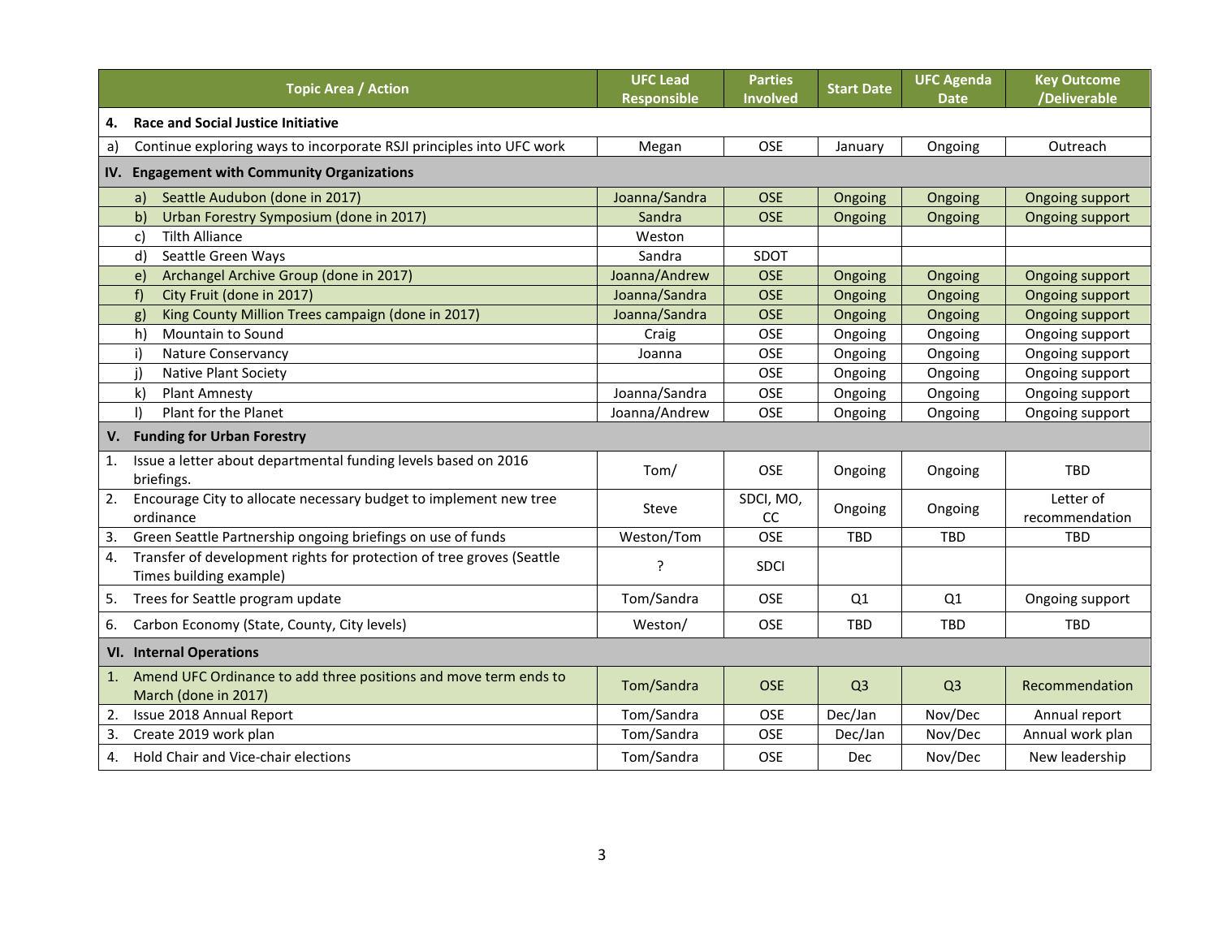| Topic Area / Action | UFC Lead Responsible | Parties Involved | Start Date | UFC Agenda Date | Key Outcome /Deliverable |
|---|---|---|---|---|---|
| **4. Race and Social Justice Initiative** | | | | | |
| a) Continue exploring ways to incorporate RSJI principles into UFC work | Megan | OSE | January | Ongoing | Outreach |
| **IV. Engagement with Community Organizations** | | | | | |
| a) Seattle Audubon (done in 2017) | Joanna/Sandra | OSE | Ongoing | Ongoing | Ongoing support |
| b) Urban Forestry Symposium (done in 2017) | Sandra | OSE | Ongoing | Ongoing | Ongoing support |
| c) Tilth Alliance | Weston | | | | |
| d) Seattle Green Ways | Sandra | SDOT | | | |
| e) Archangel Archive Group (done in 2017) | Joanna/Andrew | OSE | Ongoing | Ongoing | Ongoing support |
| f) City Fruit (done in 2017) | Joanna/Sandra | OSE | Ongoing | Ongoing | Ongoing support |
| g) King County Million Trees campaign (done in 2017) | Joanna/Sandra | OSE | Ongoing | Ongoing | Ongoing support |
| h) Mountain to Sound | Craig | OSE | Ongoing | Ongoing | Ongoing support |
| i) Nature Conservancy | Joanna | OSE | Ongoing | Ongoing | Ongoing support |
| j) Native Plant Society | | OSE | Ongoing | Ongoing | Ongoing support |
| k) Plant Amnesty | Joanna/Sandra | OSE | Ongoing | Ongoing | Ongoing support |
| l) Plant for the Planet | Joanna/Andrew | OSE | Ongoing | Ongoing | Ongoing support |
| **V. Funding for Urban Forestry** | | | | | |
| 1. Issue a letter about departmental funding levels based on 2016 briefings. | Tom/ | OSE | Ongoing | Ongoing | TBD |
| 2. Encourage City to allocate necessary budget to implement new tree ordinance | Steve | SDCI, MO, CC | Ongoing | Ongoing | Letter of recommendation |
| 3. Green Seattle Partnership ongoing briefings on use of funds | Weston/Tom | OSE | TBD | TBD | TBD |
| 4. Transfer of development rights for protection of tree groves (Seattle Times building example) | ? | SDCI | | | |
| 5. Trees for Seattle program update | Tom/Sandra | OSE | Q1 | Q1 | Ongoing support |
| 6. Carbon Economy (State, County, City levels) | Weston/ | OSE | TBD | TBD | TBD |
| **VI. Internal Operations** | | | | | |
| 1. Amend UFC Ordinance to add three positions and move term ends to March (done in 2017) | Tom/Sandra | OSE | Q3 | Q3 | Recommendation |
| 2. Issue 2018 Annual Report | Tom/Sandra | OSE | Dec/Jan | Nov/Dec | Annual report |
| 3. Create 2019 work plan | Tom/Sandra | OSE | Dec/Jan | Nov/Dec | Annual work plan |
| 4. Hold Chair and Vice-chair elections | Tom/Sandra | OSE | Dec | Nov/Dec | New leadership |